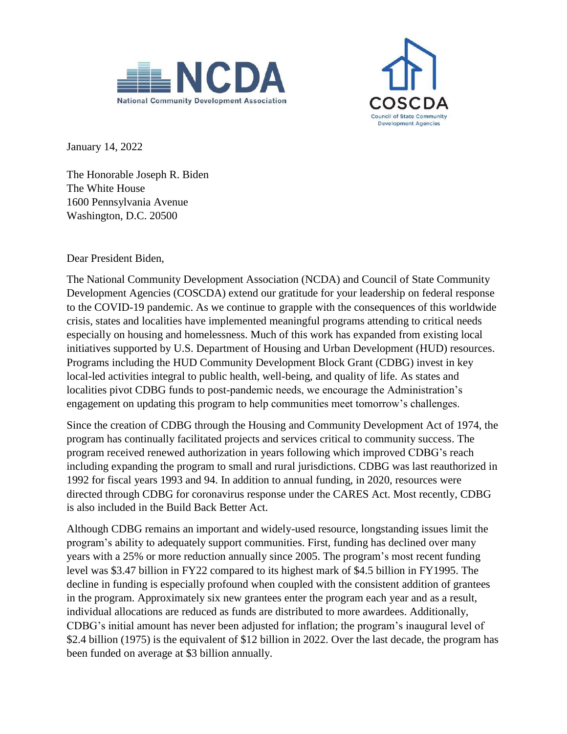January 14, 2022

The Honorable Joseph R. Biden
The White House
1600 Pennsylvania Avenue
Washington, D.C. 20500

Dear President Biden,

The National Community Development Association (NCDA) and Council of State Community Development Agencies (COSCDA) extend our gratitude for your leadership on federal response to the COVID-19 pandemic. As we continue to grapple with the consequences of this worldwide crisis, states and localities have implemented meaningful programs attending to critical needs especially on housing and homelessness. Much of this work has expanded from existing local initiatives supported by U.S. Department of Housing and Urban Development (HUD) resources. Programs including the HUD Community Development Block Grant (CDBG) invest in key local-led activities integral to public health, well-being, and quality of life. As states and localities pivot CDBG funds to post-pandemic needs, we encourage the Administration's engagement on updating this program to help communities meet tomorrow's challenges.

Since the creation of CDBG through the Housing and Community Development Act of 1974, the program has continually facilitated projects and services critical to community success. The program received renewed authorization in years following which improved CDBG's reach including expanding the program to small and rural jurisdictions. CDBG was last reauthorized in 1992 for fiscal years 1993 and 94. In addition to annual funding, in 2020, resources were directed through CDBG for coronavirus response under the CARES Act. Most recently, CDBG is also included in the Build Back Better Act.

Although CDBG remains an important and widely-used resource, longstanding issues limit the program's ability to adequately support communities. First, funding has declined over many years with a 25% or more reduction annually since 2005. The program's most recent funding level was \$3.47 billion in FY22 compared to its highest mark of \$4.5 billion in FY1995. The decline in funding is especially profound when coupled with the consistent addition of grantees in the program. Approximately six new grantees enter the program each year and as a result, individual allocations are reduced as funds are distributed to more awardees. Additionally, CDBG's initial amount has never been adjusted for inflation; the program's inaugural level of \$2.4 billion (1975) is the equivalent of \$12 billion in 2022. Over the last decade, the program has been funded on average at \$3 billion annually.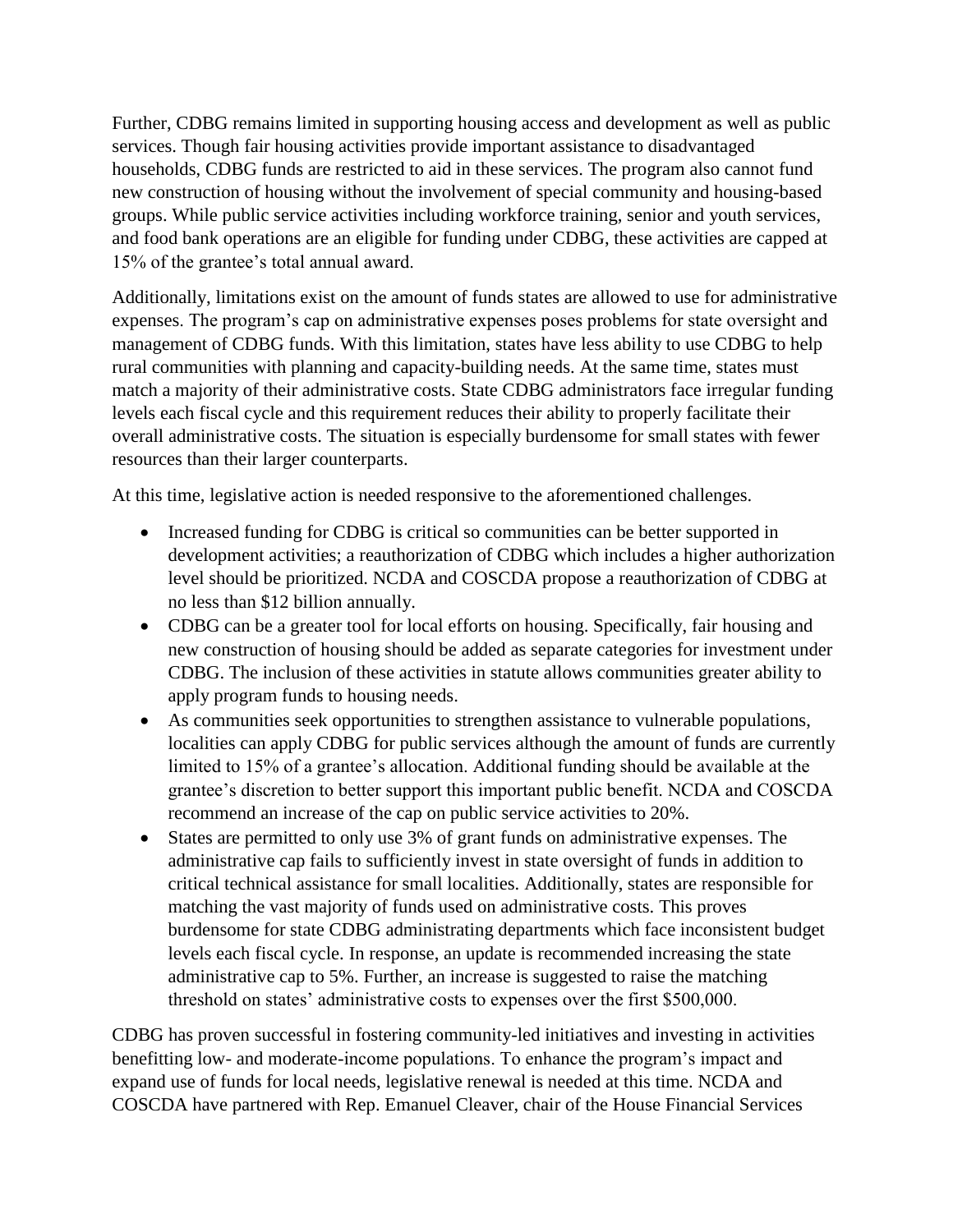Further, CDBG remains limited in supporting housing access and development as well as public services. Though fair housing activities provide important assistance to disadvantaged households, CDBG funds are restricted to aid in these services. The program also cannot fund new construction of housing without the involvement of special community and housing-based groups. While public service activities including workforce training, senior and youth services, and food bank operations are an eligible for funding under CDBG, these activities are capped at 15% of the grantee's total annual award.

Additionally, limitations exist on the amount of funds states are allowed to use for administrative expenses. The program's cap on administrative expenses poses problems for state oversight and management of CDBG funds. With this limitation, states have less ability to use CDBG to help rural communities with planning and capacity-building needs. At the same time, states must match a majority of their administrative costs. State CDBG administrators face irregular funding levels each fiscal cycle and this requirement reduces their ability to properly facilitate their overall administrative costs. The situation is especially burdensome for small states with fewer resources than their larger counterparts.

At this time, legislative action is needed responsive to the aforementioned challenges.

- Increased funding for CDBG is critical so communities can be better supported in development activities; a reauthorization of CDBG which includes a higher authorization level should be prioritized. NCDA and COSCDA propose a reauthorization of CDBG at no less than $12 billion annually.
- CDBG can be a greater tool for local efforts on housing. Specifically, fair housing and new construction of housing should be added as separate categories for investment under CDBG. The inclusion of these activities in statute allows communities greater ability to apply program funds to housing needs.
- As communities seek opportunities to strengthen assistance to vulnerable populations, localities can apply CDBG for public services although the amount of funds are currently limited to 15% of a grantee's allocation. Additional funding should be available at the grantee's discretion to better support this important public benefit. NCDA and COSCDA recommend an increase of the cap on public service activities to 20%.
- States are permitted to only use 3% of grant funds on administrative expenses. The administrative cap fails to sufficiently invest in state oversight of funds in addition to critical technical assistance for small localities. Additionally, states are responsible for matching the vast majority of funds used on administrative costs. This proves burdensome for state CDBG administrating departments which face inconsistent budget levels each fiscal cycle. In response, an update is recommended increasing the state administrative cap to 5%. Further, an increase is suggested to raise the matching threshold on states' administrative costs to expenses over the first $500,000.

CDBG has proven successful in fostering community-led initiatives and investing in activities benefitting low- and moderate-income populations. To enhance the program's impact and expand use of funds for local needs, legislative renewal is needed at this time. NCDA and COSCDA have partnered with Rep. Emanuel Cleaver, chair of the House Financial Services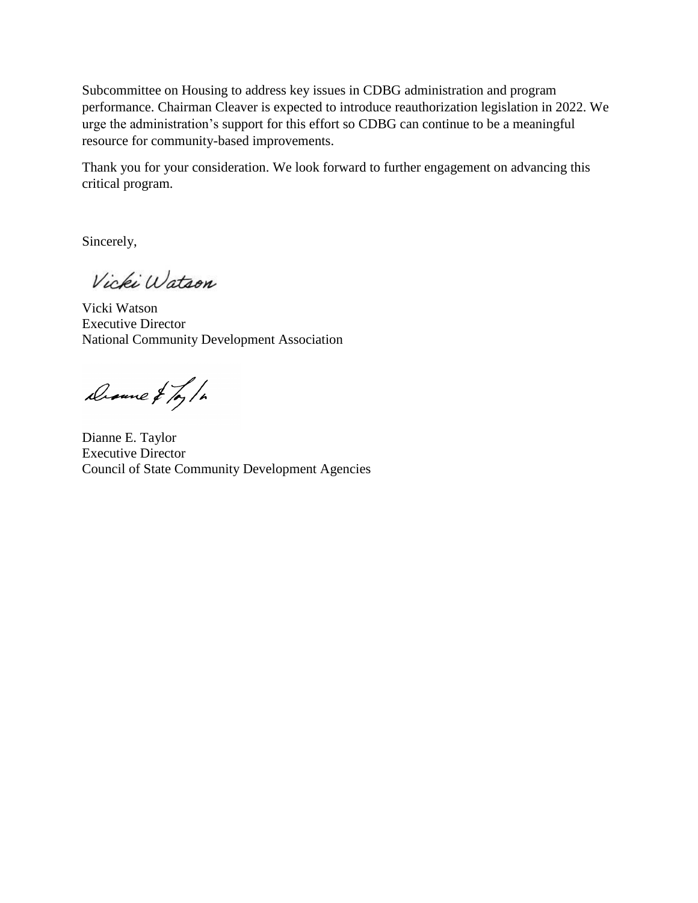Subcommittee on Housing to address key issues in CDBG administration and program performance. Chairman Cleaver is expected to introduce reauthorization legislation in 2022. We urge the administration's support for this effort so CDBG can continue to be a meaningful resource for community-based improvements.

Thank you for your consideration. We look forward to further engagement on advancing this critical program.

Sincerely,

Vicki Watson
Executive Director
National Community Development Association

Dianne E. Taylor
Executive Director
Council of State Community Development Agencies